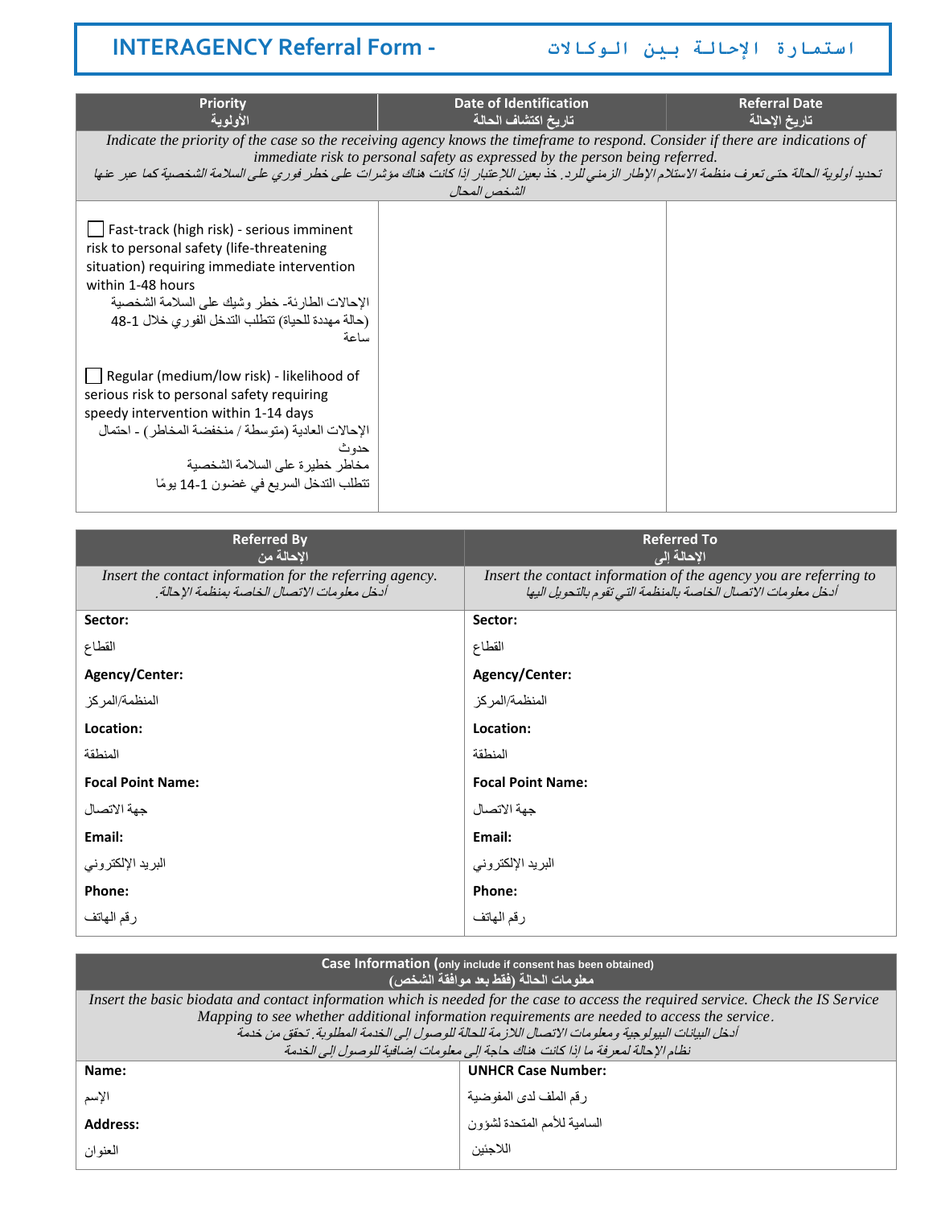# INTERAGENCY Referral Form - استمارة الإحالة بين الوكالات

| Priority<br>الأولوية | Date of Identification<br>تاريخ اكتشاف الحالة | Referral Date<br>تاريخ الإحالة |
|---|---|---|
| *Indicate the priority of the case so the receiving agency knows the timeframe to respond. Consider if there are indications of immediate risk to personal safety as expressed by the person being referred.*<br>*تحديد أولوية الحالة حتى تعرف منظمة الاستلام الإطار الزمني للرد. خذ بعين اللإعتبار إذا كانت هناك مؤشرات على خطر فوري على السلامة الشخصية كما عبر عنها الشخص المحال* | | |
| ☐ Fast-track (high risk) - serious imminent risk to personal safety (life-threatening situation) requiring immediate intervention within 1-48 hours<br>الإحالات الطارئة- خطر وشيك على السلامة الشخصية (حالة مهددة للحياة) تتطلب التدخل الفوري خلال 1-48 ساعة<br><br>☐ Regular (medium/low risk) - likelihood of serious risk to personal safety requiring speedy intervention within 1-14 days<br>الإحالات العادية (متوسطة / منخفضة المخاطر) - احتمال حدوث مخاطر خطيرة على السلامة الشخصية تتطلب التدخل السريع في غضون 1-14 يومًا | | |

| Referred By<br>الإحالة من | Referred To<br>الإحالة إلى |
|---|---|
| *Insert the contact information for the referring agency.*<br>*أدخل معلومات الاتصال الخاصة بمنظمة الإحالة.* | *Insert the contact information of the agency you are referring to*<br>*أدخل معلومات الاتصال الخاصة بالمنظمة التي تقوم بالتحويل اليها* |
| **Sector:**<br>القطاع | **Sector:**<br>القطاع |
| **Agency/Center:**<br>المنظمة/المركز | **Agency/Center:**<br>المنظمة/المركز |
| **Location:**<br>المنطقة | **Location:**<br>المنطقة |
| **Focal Point Name:**<br>جهة الاتصال | **Focal Point Name:**<br>جهة الاتصال |
| **Email:**<br>البريد الإلكتروني | **Email:**<br>البريد الإلكتروني |
| **Phone:**<br>رقم الهاتف | **Phone:**<br>رقم الهاتف |

| Case Information (only include if consent has been obtained)<br>معلومات الحالة (فقط بعد موافقة الشخص) | |
|---|---|
| *Insert the basic biodata and contact information which is needed for the case to access the required service. Check the IS Service Mapping to see whether additional information requirements are needed to access the service.*<br>*أدخل البيانات البيولوجية ومعلومات الاتصال اللازمة للحالة للوصول إلى الخدمة المطلوبة. تحقق من خدمة نظام الإحالة لمعرفة ما إذا كانت هناك حاجة إلى معلومات إضافية للوصول إلى الخدمة* | |
| **Name:**<br>الإسم | **UNHCR Case Number:**<br>رقم الملف لدى المفوضية السامية للأمم المتحدة لشؤون اللاجئين |
| **Address:**<br>العنوان | |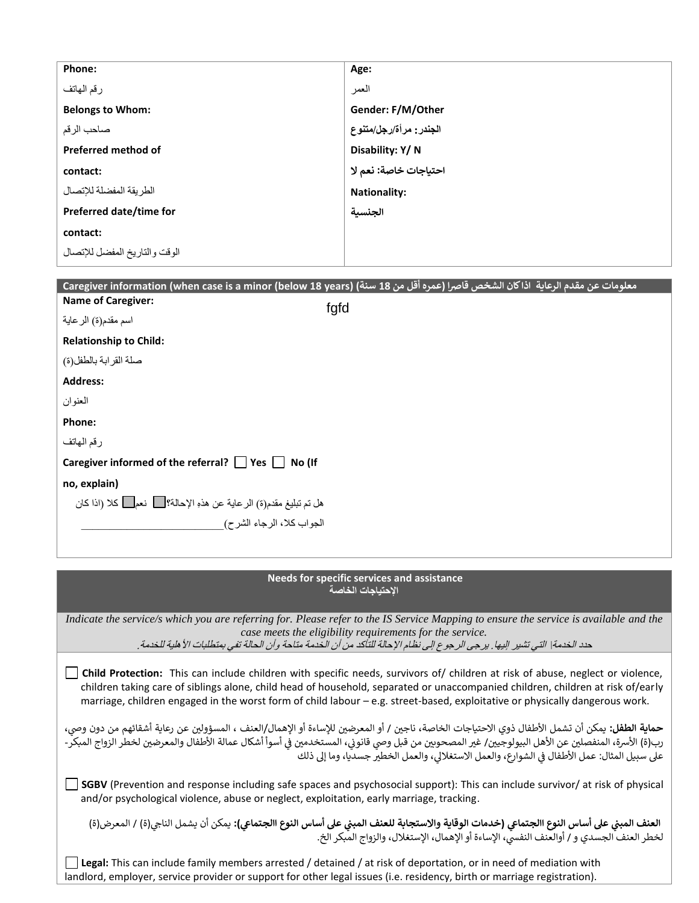| Phone: رقم الهاتف | Age: العمر |
|---|---|
| Belongs to Whom: صاحب الرقم | Gender: F/M/Other الجندر: مرأة/رجل/متنوع |
| Preferred method of contact: الطريقة المفضلة للإتصال | Disability: Y/ N احتياجات خاصة: نعم لا |
| Preferred date/time for contact: الوقت والتاريخ المفضل للإتصال | Nationality: الجنسية |

| Caregiver information (when case is a minor (below 18 years) معلومات عن مقدم الرعاية اذاكان الشخص قاصرا (عمره أقل من 18 سنة) | |
|---|---|
| Name of Caregiver: اسم مقدم(ة) الرعاية | fgfd |
| Relationship to Child: صلة القرابة بالطفل(ة) | |
| Address: العنوان | |
| Phone: رقم الهاتف | |
| Caregiver informed of the referral? ☐ Yes ☐ No (If no, explain) هل تم تبليغ مقدم(ة) الرعاية عن هذهِ الإحالة؟☐ نعم☐ كلا (اذا كان الجواب كلا، الرجاء الشرح)___________________________ | |

## Needs for specific services and assistance
## الإحتياجات الخاصة

*Indicate the service/s which you are referring for. Please refer to the IS Service Mapping to ensure the service is available and the case meets the eligibility requirements for the service.*
*حدد الخدمة/ التي تشير اليها. يرجى الرجوع إلى نظام الإحالة للتأكد من أن الخدمة متاحة وأن الحالة تفي بمتطلبات الأهلية للخدمة.*

☐ **Child Protection:** This can include children with specific needs, survivors of/ children at risk of abuse, neglect or violence, children taking care of siblings alone, child head of household, separated or unaccompanied children, children at risk of/early marriage, children engaged in the worst form of child labour – e.g. street-based, exploitative or physically dangerous work.

**حماية الطفل:** يمكن أن تشمل الأطفال ذوي الاحتياجات الخاصة، ناجين / أو المعرضين للإساءة أو الإهمال/العنف ، المسؤولين عن رعاية أشقائهم من دون وصي، رب(ة) الأسرة، المنفصلين عن الأهل البيولوجيين/ غير المصحوبين من قبل وصي قانوني، المستخدمين في أسوأ أشكال عمالة الأطفال والمعرضين لخطر الزواج المبكر- على سبيل المثال: عمل الأطفال في الشوارع، والعمل الاستغلالي، والعمل الخطير جسديا، وما إلى ذلك

☐ **SGBV** (Prevention and response including safe spaces and psychosocial support): This can include survivor/ at risk of physical and/or psychological violence, abuse or neglect, exploitation, early marriage, tracking.

**العنف المبني على أساس النوع الاجتماعي (خدمات الوقاية والاستجابة للعنف المبني على أساس النوع الاجتماعي):** يمكن أن يشمل الناجي(ة) / المعرض(ة) لخطر العنف الجسدي و / أوالعنف النفسي، الإساءة أو الإهمال، الإستغلال، والزواج المبكر الخ.

☐ **Legal:** This can include family members arrested / detained / at risk of deportation, or in need of mediation with landlord, employer, service provider or support for other legal issues (i.e. residency, birth or marriage registration).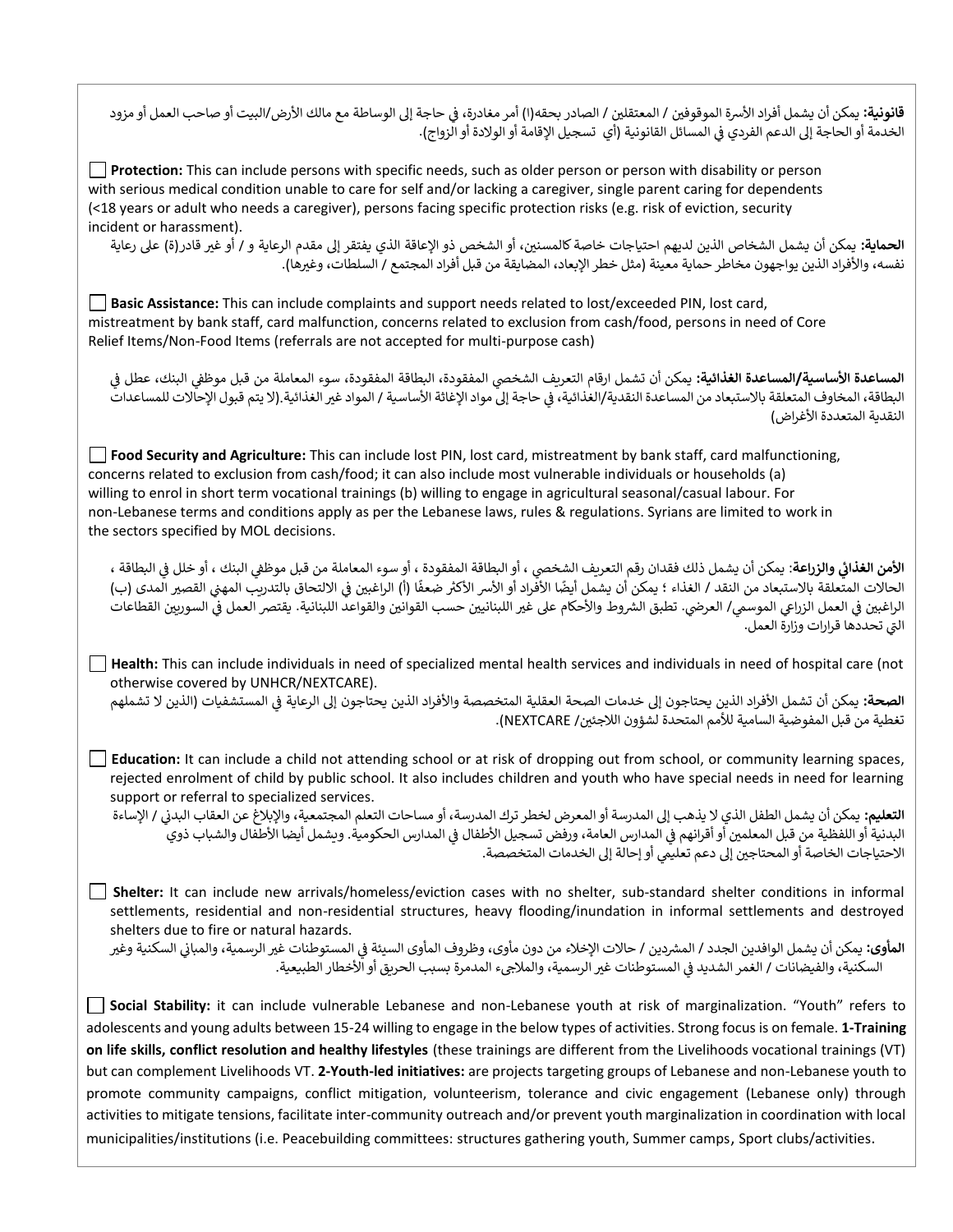**قانونية:** يمكن أن يشمل أفراد الأسرة الموقوفين / المعتقلين / الصادر بحقه(ا) أمر مغادرة، في حاجة إلى الوساطة مع مالك الأرض/البيت أو صاحب العمل أو مزود الخدمة أو الحاجة إلى الدعم الفردي في المسائل القانونية (أي تسجيل الإقامة أو الولادة أو الزواج).

☐ **Protection:** This can include persons with specific needs, such as older person or person with disability or person with serious medical condition unable to care for self and/or lacking a caregiver, single parent caring for dependents (<18 years or adult who needs a caregiver), persons facing specific protection risks (e.g. risk of eviction, security incident or harassment).

**الحماية:** يمكن أن يشمل الشخاص الذين لديهم احتياجات خاصة كالمسنين، أو الشخص ذو الإعاقة الذي يفتقر إلى مقدم الرعاية و / أو غير قادر(ة) على رعاية نفسه، والأفراد الذين يواجهون مخاطر حماية معينة (مثل خطر الإبعاد، المضايقة من قبل أفراد المجتمع / السلطات، وغيرها).

☐ **Basic Assistance:** This can include complaints and support needs related to lost/exceeded PIN, lost card, mistreatment by bank staff, card malfunction, concerns related to exclusion from cash/food, persons in need of Core Relief Items/Non-Food Items (referrals are not accepted for multi-purpose cash)

**المساعدة الأساسية/المساعدة الغذائية:** يمكن أن تشمل ارقام التعريف الشخصي المفقودة، البطاقة المفقودة، سوء المعاملة من قبل موظفي البنك، عطل في البطاقة، المخاوف المتعلقة بالاستبعاد من المساعدة النقدية/الغذائية، في حاجة إلى مواد الإغاثة الأساسية / المواد غير الغذائية.(لا يتم قبول الإحالات للمساعدات النقدية المتعددة الأغراض)

☐ **Food Security and Agriculture:** This can include lost PIN, lost card, mistreatment by bank staff, card malfunctioning, concerns related to exclusion from cash/food; it can also include most vulnerable individuals or households (a) willing to enrol in short term vocational trainings (b) willing to engage in agricultural seasonal/casual labour. For non-Lebanese terms and conditions apply as per the Lebanese laws, rules & regulations. Syrians are limited to work in the sectors specified by MOL decisions.

**الأمن الغذائي والزراعة**: يمكن أن يشمل ذلك فقدان رقم التعريف الشخصي ، أو البطاقة المفقودة ، أو سوء المعاملة من قبل موظفي البنك ، أو خلل في البطاقة ، الحالات المتعلقة بالاستبعاد من النقد / الغذاء ؛ يمكن أن يشمل أيضًا الأفراد أو الأسر الأكثر ضعفًا (أ) الراغبين في الالتحاق بالتدريب المهني القصير المدى (ب) الراغبين في العمل الزراعي الموسمي/ العرضي. تطبق الشروط والأحكام على غير اللبنانيين حسب القوانين والقواعد اللبنانية. يقتصر العمل في السوريين القطاعات التي تحددها قرارات وزارة العمل.

☐ **Health:** This can include individuals in need of specialized mental health services and individuals in need of hospital care (not otherwise covered by UNHCR/NEXTCARE).

**الصحة:** يمكن أن تشمل الأفراد الذين يحتاجون إلى خدمات الصحة العقلية المتخصصة والأفراد الذين يحتاجون إلى الرعاية في المستشفيات (الذين لا تشملهم تغطية من قبل المفوضية السامية للأمم المتحدة لشؤون اللاجئين/ NEXTCARE).

☐ **Education:** It can include a child not attending school or at risk of dropping out from school, or community learning spaces, rejected enrolment of child by public school. It also includes children and youth who have special needs in need for learning support or referral to specialized services.

**التعليم:** يمكن أن يشمل الطفل الذي لا يذهب إلى المدرسة أو المعرض لخطر ترك المدرسة، أو مساحات التعلم المجتمعية، والإبلاغ عن العقاب البدني / الإساءة البدنية أو اللفظية من قبل المعلمين أو أقرانهم في المدارس العامة، ورفض تسجيل الأطفال في المدارس الحكومية. ويشمل أيضا الأطفال والشباب ذوي الاحتياجات الخاصة أو المحتاجين إلى دعم تعليمي أو إحالة إلى الخدمات المتخصصة.

☐ **Shelter:** It can include new arrivals/homeless/eviction cases with no shelter, sub-standard shelter conditions in informal settlements, residential and non-residential structures, heavy flooding/inundation in informal settlements and destroyed shelters due to fire or natural hazards.

**المأوى:** يمكن أن يشمل الوافدين الجدد / المشردين / حالات الإخلاء من دون مأوى، وظروف المأوى السيئة في المستوطنات غير الرسمية، والمباني السكنية وغير السكنية، والفيضانات / الغمر الشديد في المستوطنات غير الرسمية، والملاجىء المدمرة بسبب الحريق أو الأخطار الطبيعية.

☐ **Social Stability:** it can include vulnerable Lebanese and non-Lebanese youth at risk of marginalization. "Youth" refers to adolescents and young adults between 15-24 willing to engage in the below types of activities. Strong focus is on female. **1-Training on life skills, conflict resolution and healthy lifestyles** (these trainings are different from the Livelihoods vocational trainings (VT) but can complement Livelihoods VT. **2-Youth-led initiatives:** are projects targeting groups of Lebanese and non-Lebanese youth to promote community campaigns, conflict mitigation, volunteerism, tolerance and civic engagement (Lebanese only) through activities to mitigate tensions, facilitate inter-community outreach and/or prevent youth marginalization in coordination with local municipalities/institutions (i.e. Peacebuilding committees: structures gathering youth, Summer camps, Sport clubs/activities.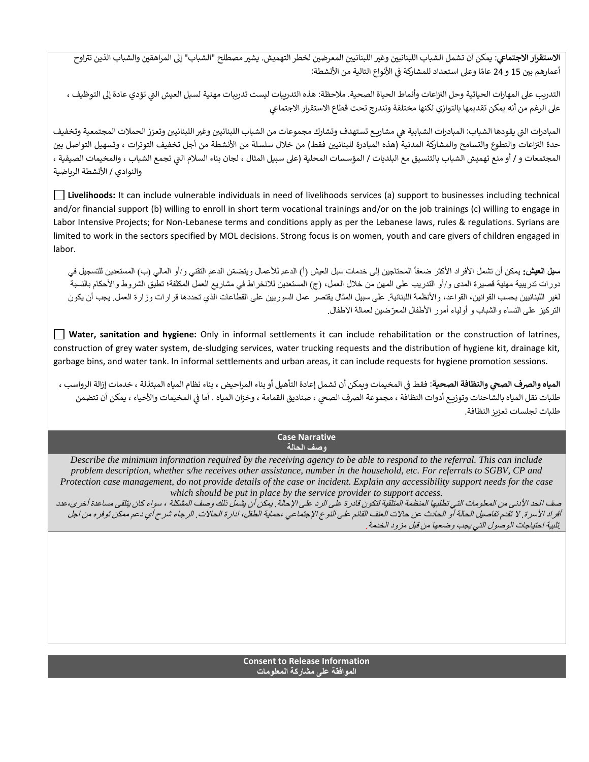**الاستقرار الاجتماعي**: يمكن أن تشمل الشباب اللبنانيين وغير اللبنانيين المعرضين لخطر التهميش. يشير مصطلح "الشباب" إلى المراهقين والشباب الذين تتراوح أعمارهم بين 15 و 24 عامًا وعلى استعداد للمشاركة في الأنواع التالية من الأنشطة:

التدريب على المهارات الحياتية وحل النزاعات وأنماط الحياة الصحية. ملاحظة: هذه التدريبات ليست تدريبات مهنية لسبل العيش التي تؤدي عادة إلى التوظيف ، على الرغم من أنه يمكن تقديمها بالتوازي لكنها مختلفة وتندرج تحت قطاع الاستقرار الاجتماعي

المبادرات التي يقودها الشباب: المبادرات الشبابية هي مشاريع تستهدف وتشارك مجموعات من الشباب اللبنانيين وغير اللبنانيين وتعزز الحملات المجتمعية وتخفيف حدة النزاعات والتطوع والتسامح والمشاركة المدنية (هذه المبادرة للبنانيين فقط) من خلال سلسلة من الأنشطة من أجل تخفيف التوترات ، وتسهيل التواصل بين المجتمعات و / أو منع تهميش الشباب بالتنسيق مع البلديات / المؤسسات المحلية (على سبيل المثال ، لجان بناء السلام التي تجمع الشباب ، والمخيمات الصيفية ، والنوادي / الأنشطة الرياضية

☐ **Livelihoods:** It can include vulnerable individuals in need of livelihoods services (a) support to businesses including technical and/or financial support (b) willing to enroll in short term vocational trainings and/or on the job trainings (c) willing to engage in Labor Intensive Projects; for Non-Lebanese terms and conditions apply as per the Lebanese laws, rules & regulations. Syrians are limited to work in the sectors specified by MOL decisions. Strong focus is on women, youth and care givers of children engaged in labor.

**سبل العيش:** يمكن أن تشمل الأفراد الأكثر ضعفاً المحتاجين إلى خدمات سبل العيش ويتضمّن الدعم التقني و/أو المالي (ب) المستعدين للتسجيل في دورات تدريبية مهنية قصيرة المدى و/أو التدريب على المهن من خلال العمل، (ج) المستعدين للانخراط في مشاريع العمل المكثفة؛ تطبق الشروط والأحكام بالنسبة لغير اللبنانيين بحسب القوانين، القواعد، والأنظمة اللبنانية. على سبيل المثال يقتصر عمل السوريين على القطاعات الذي تحددها قرارات وزارة العمل. يجب أن يكون التركيز على النساء والشباب و أولياء أمور الأطفال المعرّضين لعمالة الاطفال.

☐ **Water, sanitation and hygiene:** Only in informal settlements it can include rehabilitation or the construction of latrines, construction of grey water system, de-sludging services, water trucking requests and the distribution of hygiene kit, drainage kit, garbage bins, and water tank. In informal settlements and urban areas, it can include requests for hygiene promotion sessions.

**المياه والصرف الصحي والنظافة الصحية**: فقط في المخيمات ويمكن أن تشمل إعادة التأهيل أو بناء المراحيض ، بناء نظام المياه المبتذلة ، خدمات إزالة الرواسب ، طلبات نقل المياه بالشاحنات وتوزيع أدوات النظافة ، مجموعة الصرف الصحي ، صناديق القمامة ، وخزان المياه . أما في المخيمات والأحياء ، يمكن أن تتضمن طلبات لجلسات تعزيز النظافة.

## Case Narrative
## وصف الحالة

*Describe the minimum information required by the receiving agency to be able to respond to the referral. This can include problem description, whether s/he receives other assistance, number in the household, etc. For referrals to SGBV, CP and Protection case management, do not provide details of the case or incident. Explain any accessibility support needs for the case which should be put in place by the service provider to support access.*

*صف الحد الأدنى من المعلومات التي تطلبها المنظمة المتلقية لتكون قادرة على الرد على الإحالة. يمكن أن يشمل ذلك وصف المشكلة ، سواء كان يتلقى مساعدة أخرى،عدد أفراد الأسرة. لا تقدم تفاصيل الحالة أو الحادث عن حالات العنف القائم على النوع الإجتماعي ،حماية الطفل، ادارة الحالات. الرجاء شرح أي دعم ممكن توفره من اجل تلبية احتياجات الوصول التي يجب وضعها من قبل مزود الخدمة.*

## Consent to Release Information
## الموافقة على مشاركة المعلومات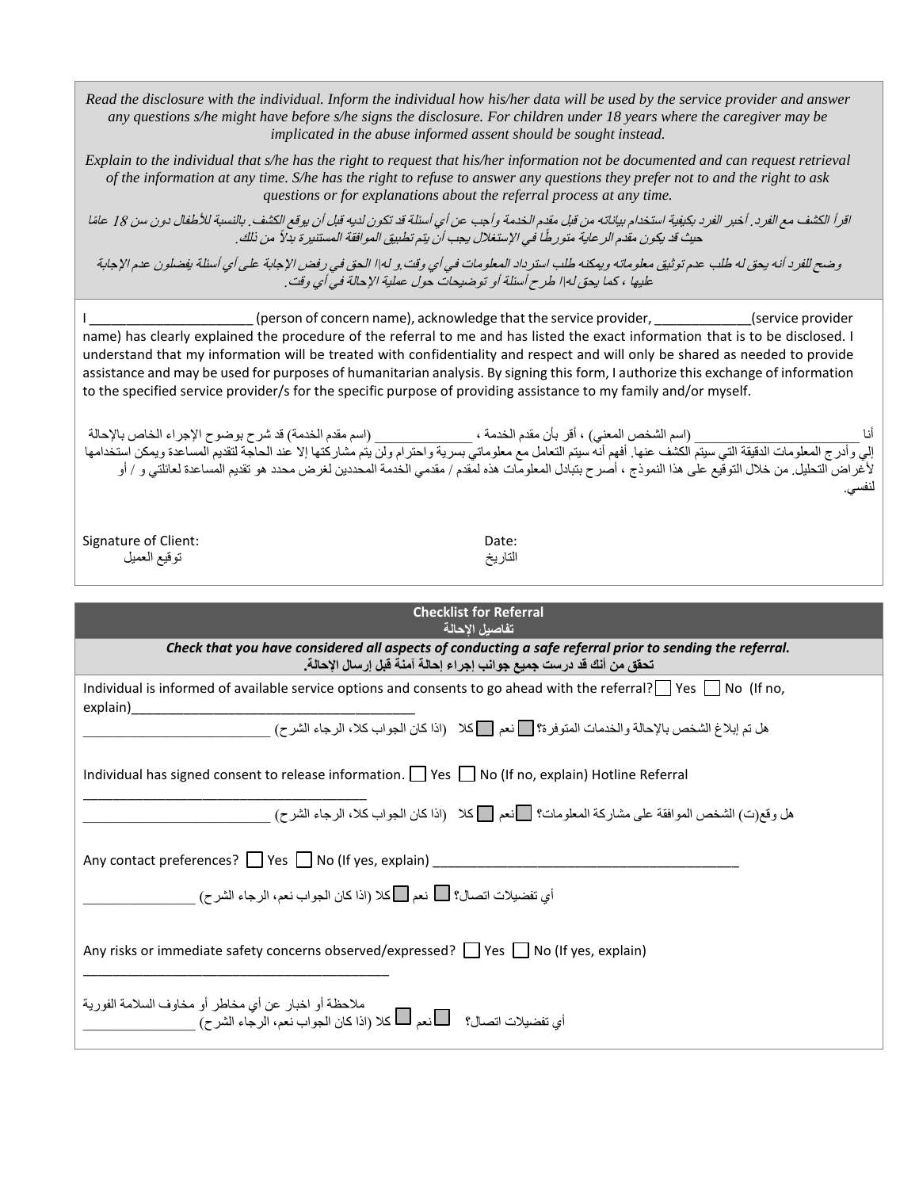*Read the disclosure with the individual. Inform the individual how his/her data will be used by the service provider and answer any questions s/he might have before s/he signs the disclosure. For children under 18 years where the caregiver may be implicated in the abuse informed assent should be sought instead.*

*Explain to the individual that s/he has the right to request that his/her information not be documented and can request retrieval of the information at any time. S/he has the right to refuse to answer any questions they prefer not to and the right to ask questions or for explanations about the referral process at any time.*

*اقرأ الكشف مع الفرد. أخبر الفرد بكيفية استخدام بياناته من قبل مقدم الخدمة وأجب عن أي أسئلة قد تكون لديه قبل أن يوقع الكشف. بالنسبة للأطفال دون سن 18 عامًا حيث قد يكون مقدم الرعاية متورطًا في الإستغلال يجب أن يتم تطبيق الموافقة المستنيرة بدلاً من ذلك.*

*وضح للفرد أنه يحق له طلب عدم توثيق معلوماته ويمكنه طلب استرداد المعلومات في أي وقت و له/ا الحق في رفض الإجابة على أي أسئلة يفضلون عدم الإجابة عليها ، كما يحق له/ا طرح أسئلة أو توضيحات حول عملية الإحالة في أي وقت.*

I ______________________ (person of concern name), acknowledge that the service provider, _____________(service provider name) has clearly explained the procedure of the referral to me and has listed the exact information that is to be disclosed. I understand that my information will be treated with confidentiality and respect and will only be shared as needed to provide assistance and may be used for purposes of humanitarian analysis. By signing this form, I authorize this exchange of information to the specified service provider/s for the specific purpose of providing assistance to my family and/or myself.

أنا ______________ (اسم الشخص المعني) ، أقر بأن مقدم الخدمة ، ______________ (اسم مقدم الخدمة) قد شرح بوضوح الإجراء الخاص بالإحالة إلي وأدرج المعلومات الدقيقة التي سيتم الكشف عنها. أفهم أنه سيتم التعامل مع معلوماتي بسرية واحترام ولن يتم مشاركتها إلا عند الحاجة لتقديم المساعدة ويمكن استخدامها لأغراض التحليل. من خلال التوقيع على هذا النموذج ، أصرح بتبادل المعلومات هذه لمقدم / مقدمي الخدمة المحددين لغرض محدد هو تقديم المساعدة لعائلتي و / أو لنفسي.

Signature of Client:
توقيع العميل

Date:
التاريخ

## Checklist for Referral
## تفاصيل الإحالة

***Check that you have considered all aspects of conducting a safe referral prior to sending the referral.***
**تحقق من أنك قد درست جميع جوانب إجراء إحالة آمنة قبل إرسال الإحالة.**

Individual is informed of available service options and consents to go ahead with the referral? ☐ Yes ☐ No (If no, explain)_______________________________________

هل تم إبلاغ الشخص بالإحالة والخدمات المتوفرة؟ ☐ نعم ☐ كلا (اذا كان الجواب كلا، الرجاء الشرح) __________________________

Individual has signed consent to release information. ☐ Yes ☐ No (If no, explain) Hotline Referral
_______________________________________

هل وقع(ت) الشخص الموافقة على مشاركة المعلومات؟ ☐ نعم ☐ كلا (اذا كان الجواب كلا، الرجاء الشرح) __________________________

Any contact preferences? ☐ Yes ☐ No (If yes, explain) __________________________________________

أي تفضيلات اتصال؟ ☐ نعم ☐ كلا (اذا كان الجواب نعم، الرجاء الشرح) _______________

Any risks or immediate safety concerns observed/expressed? ☐ Yes ☐ No (If yes, explain)
___________________________________________

ملاحظة أو اخبار عن أي مخاطر أو مخاوف السلامة الفورية
أي تفضيلات اتصال؟ ☐ نعم ☐ كلا (اذا كان الجواب نعم، الرجاء الشرح) _______________